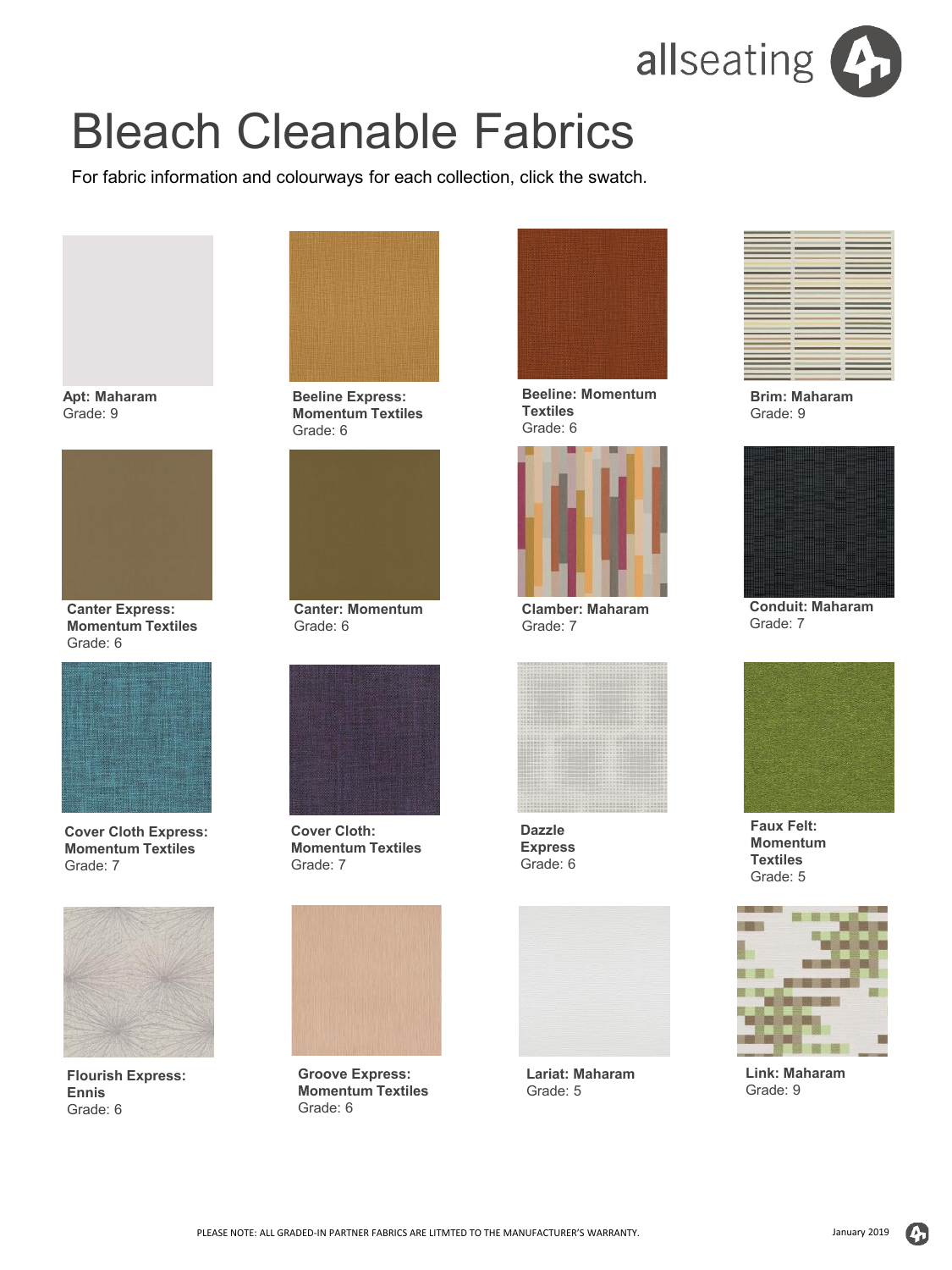# Bleach Cleanable Fabrics

For fabric information and colourways for each collection, click the swatch.

**Apt: Maharam**
Grade: 9

**Beeline Express: Momentum Textiles**
Grade: 6

**Beeline: Momentum Textiles**
Grade: 6

**Brim: Maharam**
Grade: 9

**Canter Express: Momentum Textiles**
Grade: 6

**Canter: Momentum**
Grade: 6

**Clamber: Maharam**
Grade: 7

**Conduit: Maharam**
Grade: 7

**Cover Cloth Express: Momentum Textiles**
Grade: 7

**Cover Cloth: Momentum Textiles**
Grade: 7

**Dazzle Express**
Grade: 6

**Faux Felt: Momentum Textiles**
Grade: 5

**Flourish Express: Ennis**
Grade: 6

**Groove Express: Momentum Textiles**
Grade: 6

**Lariat: Maharam**
Grade: 5

**Link: Maharam**
Grade: 9

PLEASE NOTE: ALL GRADED-IN PARTNER FABRICS ARE LITMTED TO THE MANUFACTURER'S WARRANTY.

January 2019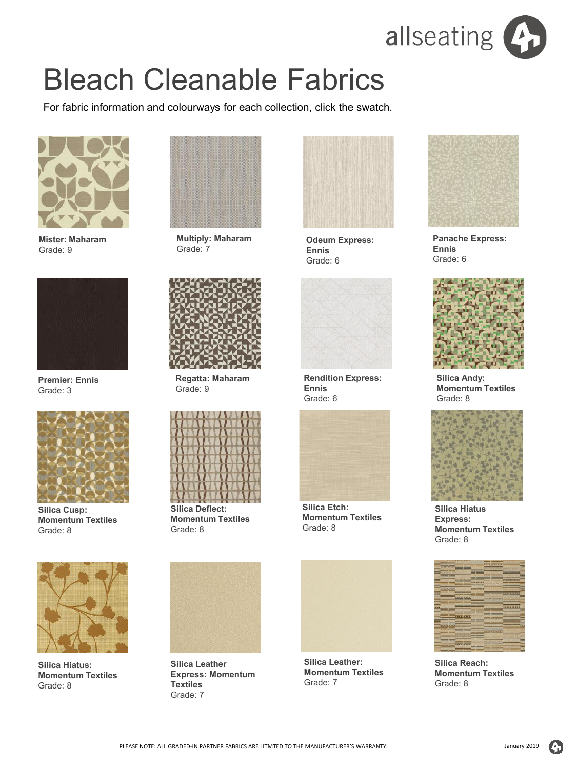# Bleach Cleanable Fabrics

For fabric information and colourways for each collection, click the swatch.

**Mister: Maharam**
Grade: 9

**Multiply: Maharam**
Grade: 7

**Odeum Express: Ennis**
Grade: 6

**Panache Express: Ennis**
Grade: 6

**Premier: Ennis**
Grade: 3

**Regatta: Maharam**
Grade: 9

**Rendition Express: Ennis**
Grade: 6

**Silica Andy: Momentum Textiles**
Grade: 8

**Silica Cusp: Momentum Textiles**
Grade: 8

**Silica Deflect: Momentum Textiles**
Grade: 8

**Silica Etch: Momentum Textiles**
Grade: 8

**Silica Hiatus Express: Momentum Textiles**
Grade: 8

**Silica Hiatus: Momentum Textiles**
Grade: 8

**Silica Leather Express: Momentum Textiles**
Grade: 7

**Silica Leather: Momentum Textiles**
Grade: 7

**Silica Reach: Momentum Textiles**
Grade: 8

PLEASE NOTE: ALL GRADED-IN PARTNER FABRICS ARE LITMTED TO THE MANUFACTURER'S WARRANTY.

January 2019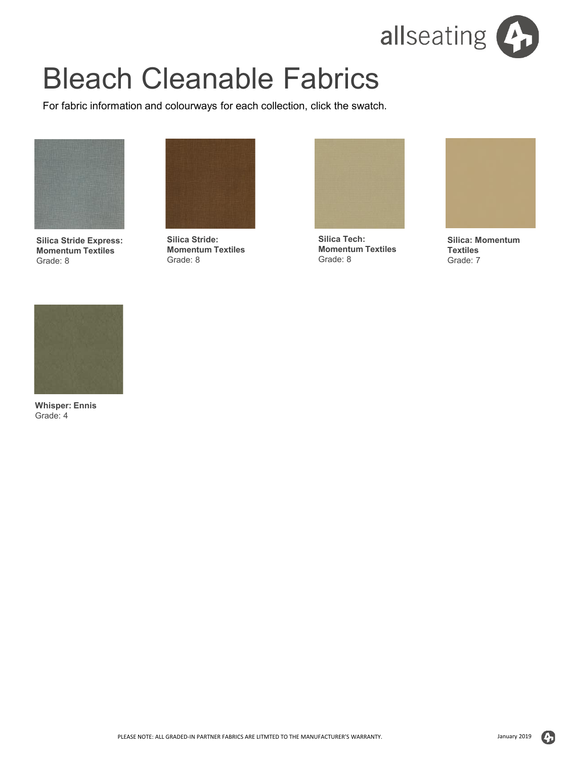# Bleach Cleanable Fabrics

For fabric information and colourways for each collection, click the swatch.

**Silica Stride Express: Momentum Textiles**
Grade: 8

**Silica Stride: Momentum Textiles**
Grade: 8

**Silica Tech: Momentum Textiles**
Grade: 8

**Silica: Momentum Textiles**
Grade: 7

**Whisper: Ennis**
Grade: 4

PLEASE NOTE: ALL GRADED-IN PARTNER FABRICS ARE LITMTED TO THE MANUFACTURER'S WARRANTY.

January 2019